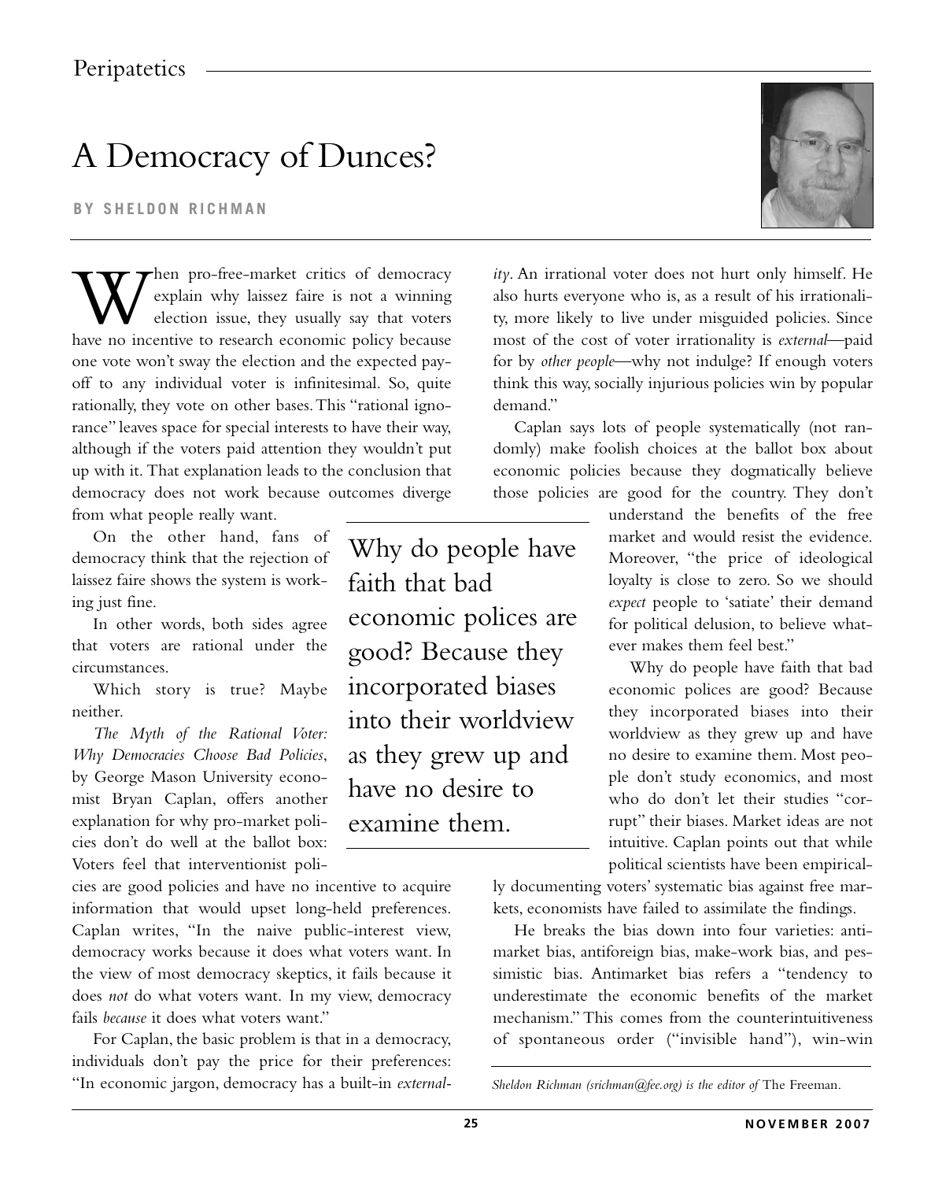# A Democracy of Dunces?

**BY SHELDON RICHMAN**

When pro-free-market critics of democracy explain why laissez faire is not a winning election issue, they usually say that voters have no incentive to research economic policy because one vote won't sway the election and the expected payoff to any individual voter is infinitesimal. So, quite rationally, they vote on other bases. This "rational ignorance" leaves space for special interests to have their way, although if the voters paid attention they wouldn't put up with it. That explanation leads to the conclusion that democracy does not work because outcomes diverge from what people really want.

On the other hand, fans of democracy think that the rejection of laissez faire shows the system is working just fine.

In other words, both sides agree that voters are rational under the circumstances.

Which story is true? Maybe neither.

*The Myth of the Rational Voter: Why Democracies Choose Bad Policies*, by George Mason University economist Bryan Caplan, offers another explanation for why pro-market policies don't do well at the ballot box: Voters feel that interventionist policies are good policies and have no incentive to acquire information that would upset long-held preferences. Caplan writes, "In the naive public-interest view, democracy works because it does what voters want. In the view of most democracy skeptics, it fails because it does *not* do what voters want. In my view, democracy fails *because* it does what voters want."

For Caplan, the basic problem is that in a democracy, individuals don't pay the price for their preferences: "In economic jargon, democracy has a built-in *externality*. An irrational voter does not hurt only himself. He also hurts everyone who is, as a result of his irrationality, more likely to live under misguided policies. Since most of the cost of voter irrationality is *external*—paid for by *other people*—why not indulge? If enough voters think this way, socially injurious policies win by popular demand."

Caplan says lots of people systematically (not randomly) make foolish choices at the ballot box about economic policies because they dogmatically believe those policies are good for the country. They don't understand the benefits of the free market and would resist the evidence. Moreover, "the price of ideological loyalty is close to zero. So we should *expect* people to 'satiate' their demand for political delusion, to believe whatever makes them feel best."

> Why do people have faith that bad economic polices are good? Because they incorporated biases into their worldview as they grew up and have no desire to examine them.

Why do people have faith that bad economic polices are good? Because they incorporated biases into their worldview as they grew up and have no desire to examine them. Most people don't study economics, and most who do don't let their studies "corrupt" their biases. Market ideas are not intuitive. Caplan points out that while political scientists have been empirically documenting voters' systematic bias against free markets, economists have failed to assimilate the findings.

He breaks the bias down into four varieties: antimarket bias, antiforeign bias, make-work bias, and pessimistic bias. Antimarket bias refers a "tendency to underestimate the economic benefits of the market mechanism." This comes from the counterintuitiveness of spontaneous order ("invisible hand"), win-win

*Sheldon Richman (srichman@fee.org) is the editor of* The Freeman.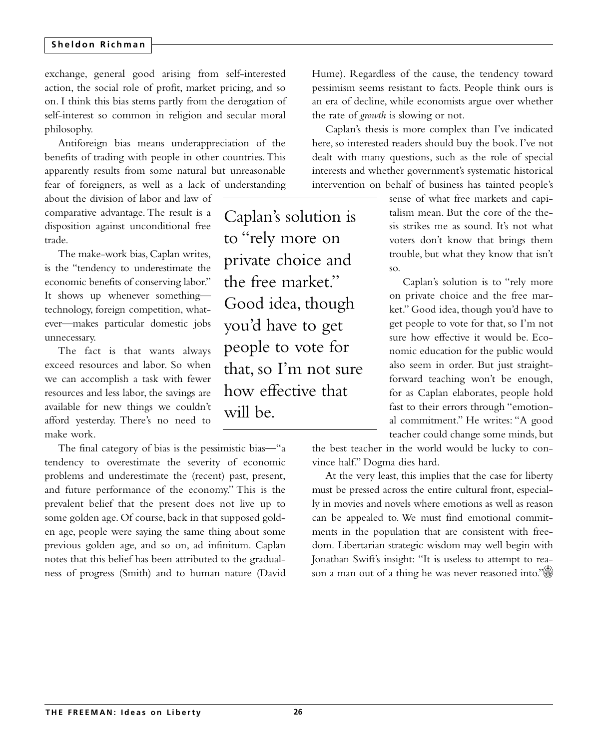exchange, general good arising from self-interested action, the social role of profit, market pricing, and so on. I think this bias stems partly from the derogation of self-interest so common in religion and secular moral philosophy.

Antiforeign bias means underappreciation of the benefits of trading with people in other countries. This apparently results from some natural but unreasonable fear of foreigners, as well as a lack of understanding about the division of labor and law of comparative advantage. The result is a disposition against unconditional free trade.

The make-work bias, Caplan writes, is the "tendency to underestimate the economic benefits of conserving labor." It shows up whenever something—technology, foreign competition, whatever—makes particular domestic jobs unnecessary.

The fact is that wants always exceed resources and labor. So when we can accomplish a task with fewer resources and less labor, the savings are available for new things we couldn't afford yesterday. There's no need to make work.

The final category of bias is the pessimistic bias—"a tendency to overestimate the severity of economic problems and underestimate the (recent) past, present, and future performance of the economy." This is the prevalent belief that the present does not live up to some golden age. Of course, back in that supposed golden age, people were saying the same thing about some previous golden age, and so on, ad infinitum. Caplan notes that this belief has been attributed to the gradualness of progress (Smith) and to human nature (David Hume). Regardless of the cause, the tendency toward pessimism seems resistant to facts. People think ours is an era of decline, while economists argue over whether the rate of *growth* is slowing or not.

Caplan's thesis is more complex than I've indicated here, so interested readers should buy the book. I've not dealt with many questions, such as the role of special interests and whether government's systematic historical intervention on behalf of business has tainted people's sense of what free markets and capitalism mean. But the core of the thesis strikes me as sound. It's not what voters don't know that brings them trouble, but what they know that isn't so.

> Caplan's solution is to "rely more on private choice and the free market." Good idea, though you'd have to get people to vote for that, so I'm not sure how effective that will be.

Caplan's solution is to "rely more on private choice and the free market." Good idea, though you'd have to get people to vote for that, so I'm not sure how effective it would be. Economic education for the public would also seem in order. But just straightforward teaching won't be enough, for as Caplan elaborates, people hold fast to their errors through "emotional commitment." He writes: "A good teacher could change some minds, but the best teacher in the world would be lucky to convince half." Dogma dies hard.

At the very least, this implies that the case for liberty must be pressed across the entire cultural front, especially in movies and novels where emotions as well as reason can be appealed to. We must find emotional commitments in the population that are consistent with freedom. Libertarian strategic wisdom may well begin with Jonathan Swift's insight: "It is useless to attempt to reason a man out of a thing he was never reasoned into."